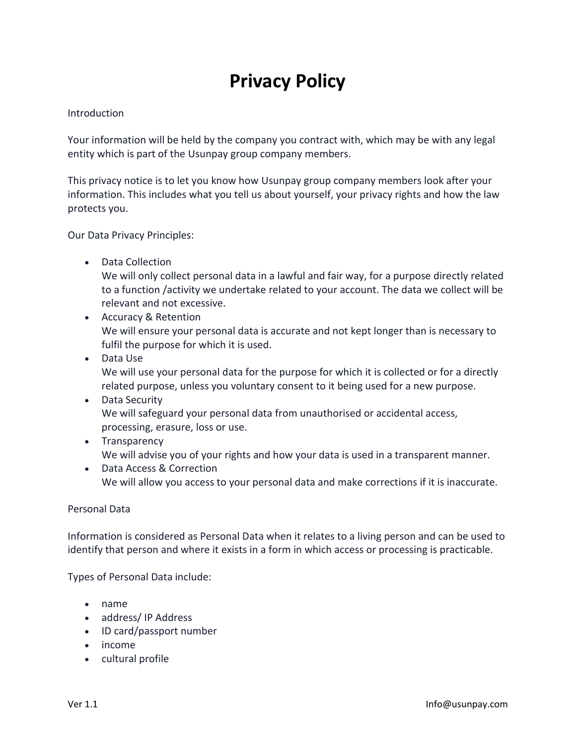# Privacy Policy

Introduction

Your information will be held by the company you contract with, which may be with any legal entity which is part of the Usunpay group company members.

This privacy notice is to let you know how Usunpay group company members look after your information. This includes what you tell us about yourself, your privacy rights and how the law protects you.

Our Data Privacy Principles:

- Data Collection
  We will only collect personal data in a lawful and fair way, for a purpose directly related to a function /activity we undertake related to your account. The data we collect will be relevant and not excessive.
- Accuracy & Retention
  We will ensure your personal data is accurate and not kept longer than is necessary to fulfil the purpose for which it is used.
- Data Use
  We will use your personal data for the purpose for which it is collected or for a directly related purpose, unless you voluntary consent to it being used for a new purpose.
- Data Security
  We will safeguard your personal data from unauthorised or accidental access, processing, erasure, loss or use.
- Transparency
  We will advise you of your rights and how your data is used in a transparent manner.
- Data Access & Correction
  We will allow you access to your personal data and make corrections if it is inaccurate.

Personal Data

Information is considered as Personal Data when it relates to a living person and can be used to identify that person and where it exists in a form in which access or processing is practicable.

Types of Personal Data include:

- name
- address/ IP Address
- ID card/passport number
- income
- cultural profile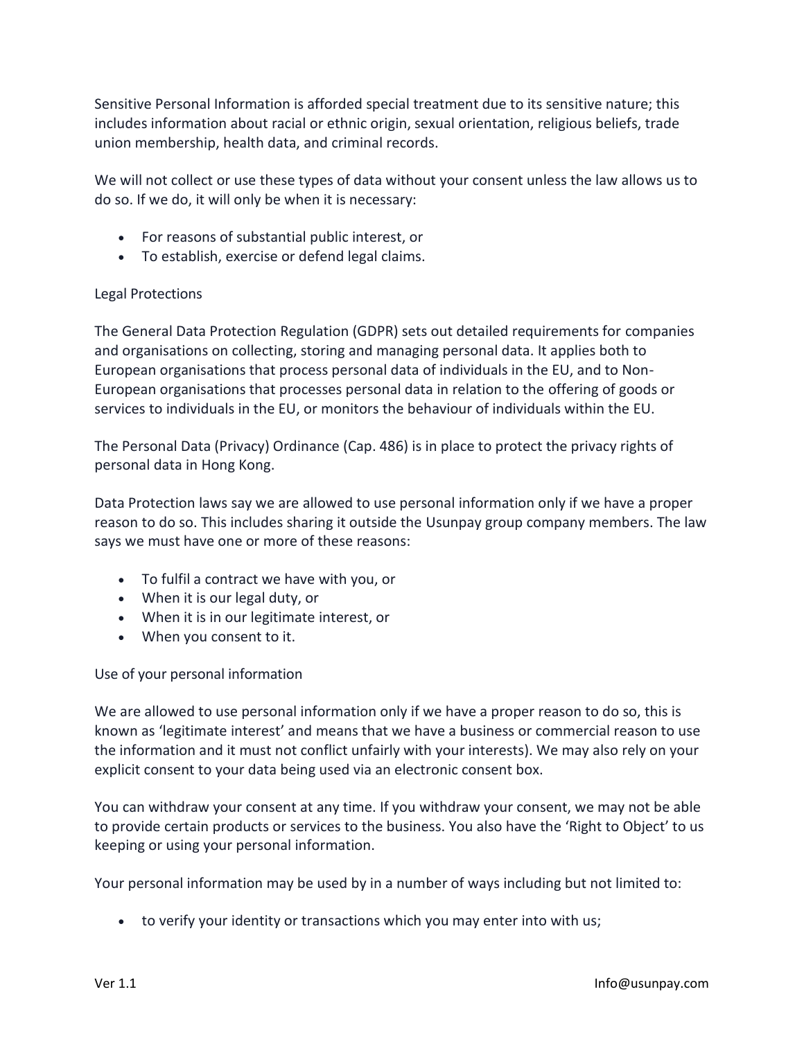Sensitive Personal Information is afforded special treatment due to its sensitive nature; this includes information about racial or ethnic origin, sexual orientation, religious beliefs, trade union membership, health data, and criminal records.

We will not collect or use these types of data without your consent unless the law allows us to do so. If we do, it will only be when it is necessary:

- For reasons of substantial public interest, or
- To establish, exercise or defend legal claims.

Legal Protections

The General Data Protection Regulation (GDPR) sets out detailed requirements for companies and organisations on collecting, storing and managing personal data. It applies both to European organisations that process personal data of individuals in the EU, and to Non-European organisations that processes personal data in relation to the offering of goods or services to individuals in the EU, or monitors the behaviour of individuals within the EU.

The Personal Data (Privacy) Ordinance (Cap. 486) is in place to protect the privacy rights of personal data in Hong Kong.

Data Protection laws say we are allowed to use personal information only if we have a proper reason to do so. This includes sharing it outside the Usunpay group company members. The law says we must have one or more of these reasons:

- To fulfil a contract we have with you, or
- When it is our legal duty, or
- When it is in our legitimate interest, or
- When you consent to it.

Use of your personal information

We are allowed to use personal information only if we have a proper reason to do so, this is known as 'legitimate interest' and means that we have a business or commercial reason to use the information and it must not conflict unfairly with your interests). We may also rely on your explicit consent to your data being used via an electronic consent box.

You can withdraw your consent at any time. If you withdraw your consent, we may not be able to provide certain products or services to the business. You also have the 'Right to Object' to us keeping or using your personal information.

Your personal information may be used by in a number of ways including but not limited to:

- to verify your identity or transactions which you may enter into with us;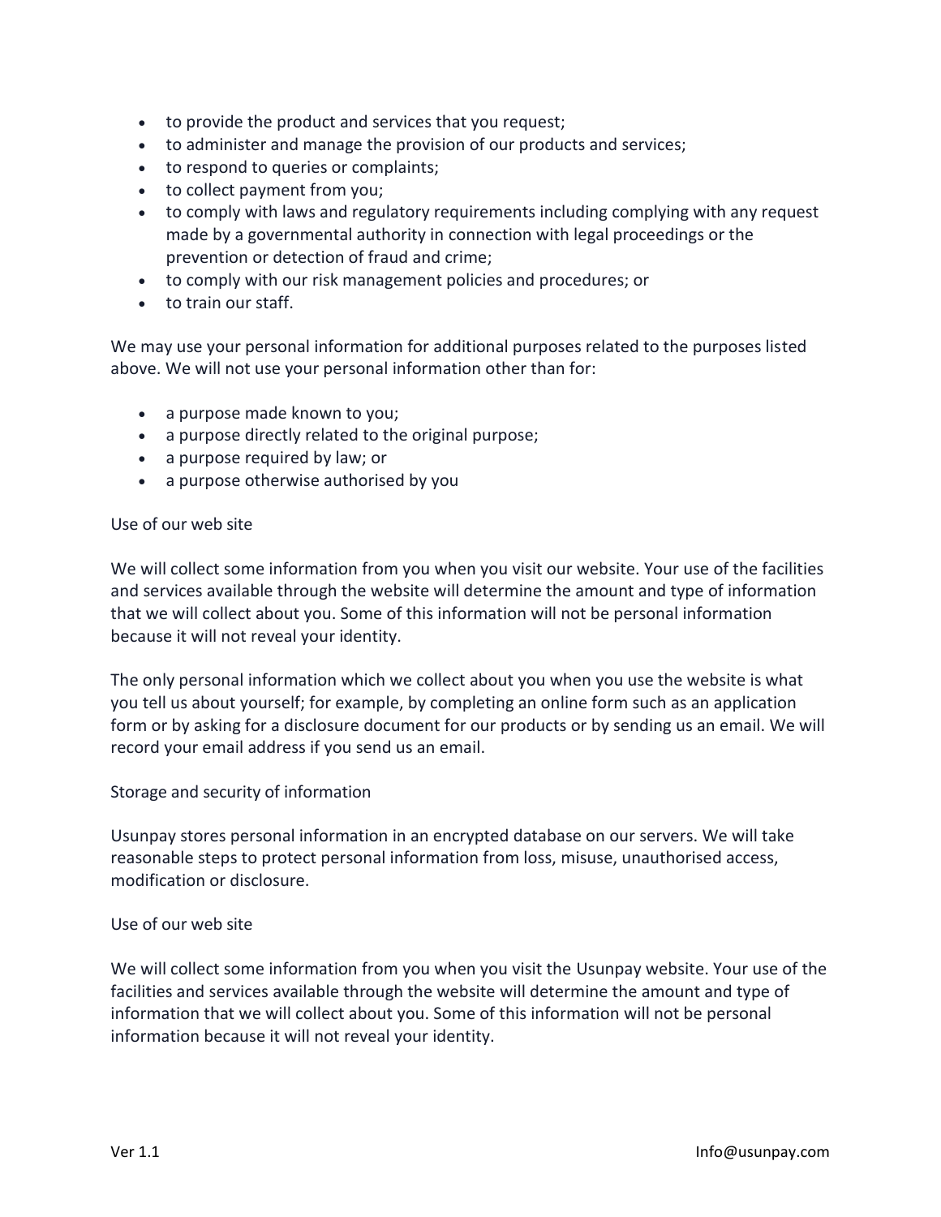- to provide the product and services that you request;
- to administer and manage the provision of our products and services;
- to respond to queries or complaints;
- to collect payment from you;
- to comply with laws and regulatory requirements including complying with any request made by a governmental authority in connection with legal proceedings or the prevention or detection of fraud and crime;
- to comply with our risk management policies and procedures; or
- to train our staff.

We may use your personal information for additional purposes related to the purposes listed above. We will not use your personal information other than for:

- a purpose made known to you;
- a purpose directly related to the original purpose;
- a purpose required by law; or
- a purpose otherwise authorised by you

## Use of our web site

We will collect some information from you when you visit our website. Your use of the facilities and services available through the website will determine the amount and type of information that we will collect about you. Some of this information will not be personal information because it will not reveal your identity.

The only personal information which we collect about you when you use the website is what you tell us about yourself; for example, by completing an online form such as an application form or by asking for a disclosure document for our products or by sending us an email. We will record your email address if you send us an email.

## Storage and security of information

Usunpay stores personal information in an encrypted database on our servers. We will take reasonable steps to protect personal information from loss, misuse, unauthorised access, modification or disclosure.

## Use of our web site

We will collect some information from you when you visit the Usunpay website. Your use of the facilities and services available through the website will determine the amount and type of information that we will collect about you. Some of this information will not be personal information because it will not reveal your identity.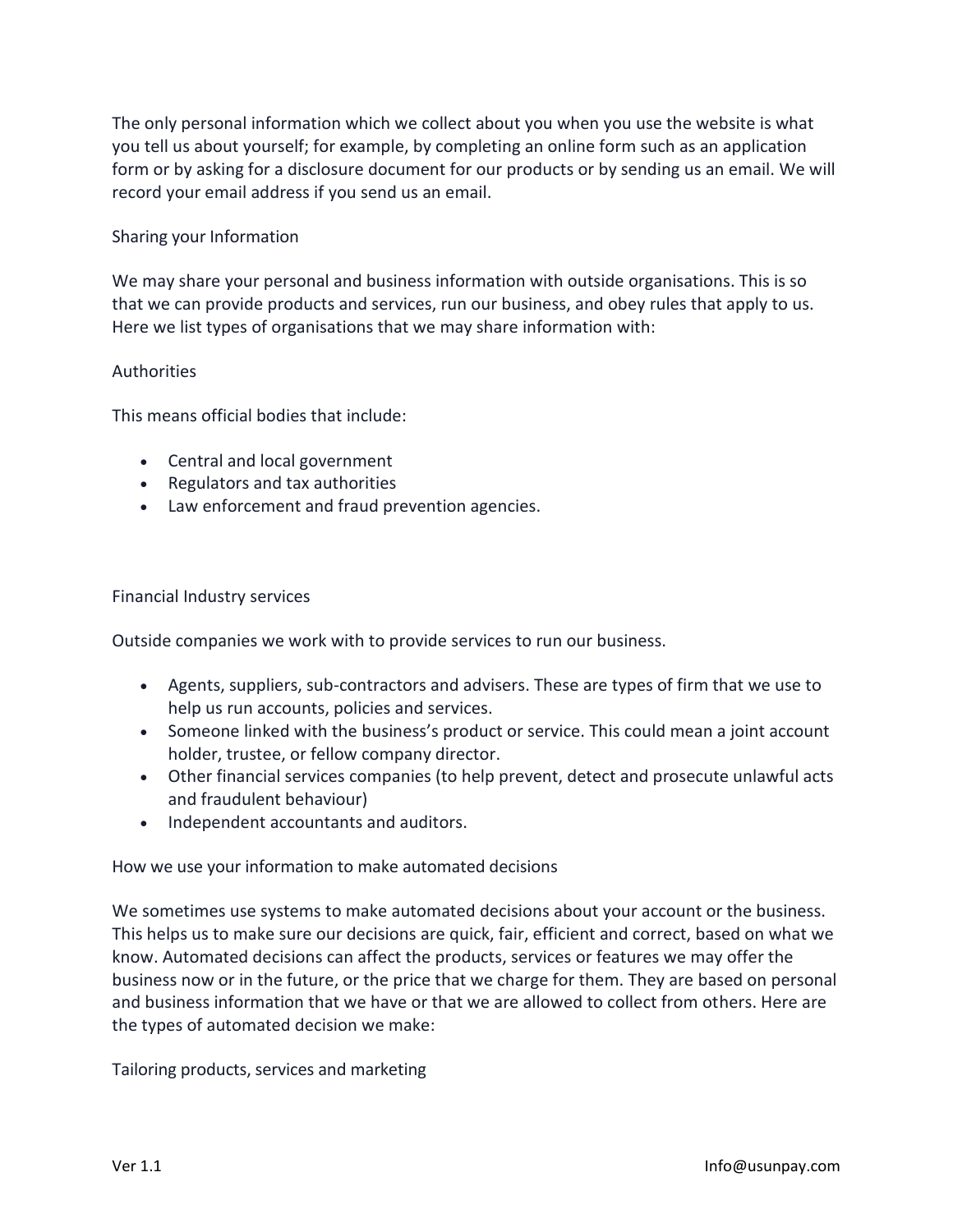The only personal information which we collect about you when you use the website is what you tell us about yourself; for example, by completing an online form such as an application form or by asking for a disclosure document for our products or by sending us an email. We will record your email address if you send us an email.

## Sharing your Information

We may share your personal and business information with outside organisations. This is so that we can provide products and services, run our business, and obey rules that apply to us. Here we list types of organisations that we may share information with:

### Authorities

This means official bodies that include:

- Central and local government
- Regulators and tax authorities
- Law enforcement and fraud prevention agencies.

### Financial Industry services

Outside companies we work with to provide services to run our business.

- Agents, suppliers, sub-contractors and advisers. These are types of firm that we use to help us run accounts, policies and services.
- Someone linked with the business's product or service. This could mean a joint account holder, trustee, or fellow company director.
- Other financial services companies (to help prevent, detect and prosecute unlawful acts and fraudulent behaviour)
- Independent accountants and auditors.

## How we use your information to make automated decisions

We sometimes use systems to make automated decisions about your account or the business. This helps us to make sure our decisions are quick, fair, efficient and correct, based on what we know. Automated decisions can affect the products, services or features we may offer the business now or in the future, or the price that we charge for them. They are based on personal and business information that we have or that we are allowed to collect from others. Here are the types of automated decision we make:

### Tailoring products, services and marketing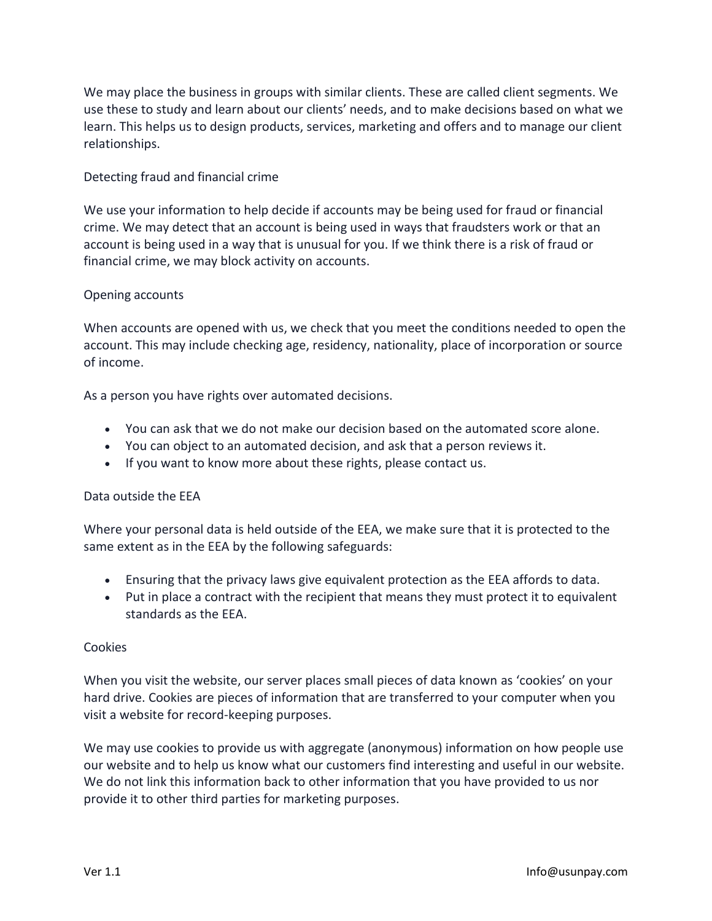We may place the business in groups with similar clients. These are called client segments. We use these to study and learn about our clients' needs, and to make decisions based on what we learn. This helps us to design products, services, marketing and offers and to manage our client relationships.

### Detecting fraud and financial crime

We use your information to help decide if accounts may be being used for fraud or financial crime. We may detect that an account is being used in ways that fraudsters work or that an account is being used in a way that is unusual for you. If we think there is a risk of fraud or financial crime, we may block activity on accounts.

### Opening accounts

When accounts are opened with us, we check that you meet the conditions needed to open the account. This may include checking age, residency, nationality, place of incorporation or source of income.

As a person you have rights over automated decisions.

- You can ask that we do not make our decision based on the automated score alone.
- You can object to an automated decision, and ask that a person reviews it.
- If you want to know more about these rights, please contact us.

### Data outside the EEA

Where your personal data is held outside of the EEA, we make sure that it is protected to the same extent as in the EEA by the following safeguards:

- Ensuring that the privacy laws give equivalent protection as the EEA affords to data.
- Put in place a contract with the recipient that means they must protect it to equivalent standards as the EEA.

### Cookies

When you visit the website, our server places small pieces of data known as 'cookies' on your hard drive. Cookies are pieces of information that are transferred to your computer when you visit a website for record-keeping purposes.

We may use cookies to provide us with aggregate (anonymous) information on how people use our website and to help us know what our customers find interesting and useful in our website. We do not link this information back to other information that you have provided to us nor provide it to other third parties for marketing purposes.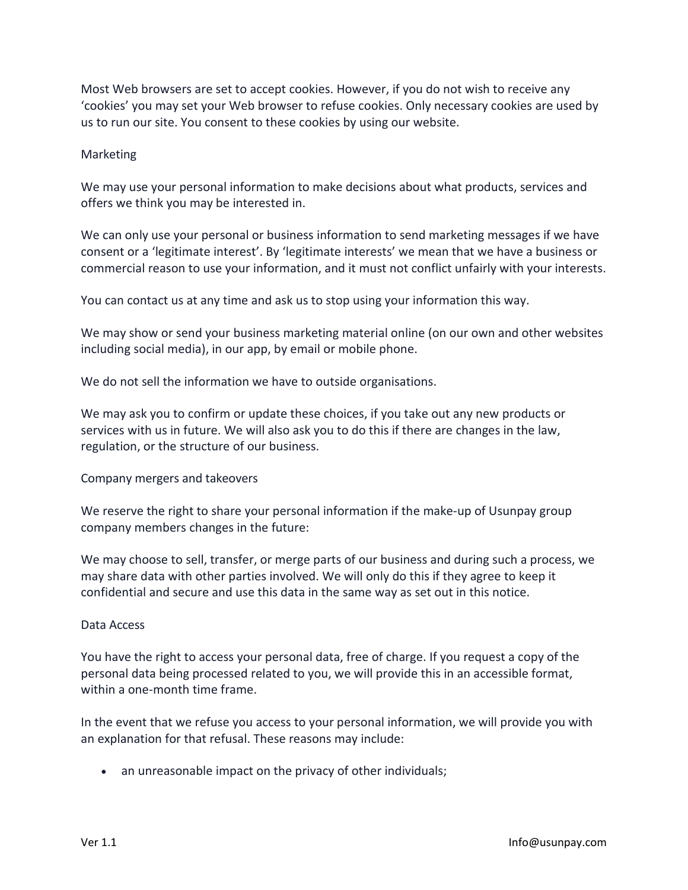Most Web browsers are set to accept cookies. However, if you do not wish to receive any 'cookies' you may set your Web browser to refuse cookies. Only necessary cookies are used by us to run our site. You consent to these cookies by using our website.

## Marketing

We may use your personal information to make decisions about what products, services and offers we think you may be interested in.

We can only use your personal or business information to send marketing messages if we have consent or a 'legitimate interest'. By 'legitimate interests' we mean that we have a business or commercial reason to use your information, and it must not conflict unfairly with your interests.

You can contact us at any time and ask us to stop using your information this way.

We may show or send your business marketing material online (on our own and other websites including social media), in our app, by email or mobile phone.

We do not sell the information we have to outside organisations.

We may ask you to confirm or update these choices, if you take out any new products or services with us in future. We will also ask you to do this if there are changes in the law, regulation, or the structure of our business.

## Company mergers and takeovers

We reserve the right to share your personal information if the make-up of Usunpay group company members changes in the future:

We may choose to sell, transfer, or merge parts of our business and during such a process, we may share data with other parties involved. We will only do this if they agree to keep it confidential and secure and use this data in the same way as set out in this notice.

## Data Access

You have the right to access your personal data, free of charge. If you request a copy of the personal data being processed related to you, we will provide this in an accessible format, within a one-month time frame.

In the event that we refuse you access to your personal information, we will provide you with an explanation for that refusal. These reasons may include:

- an unreasonable impact on the privacy of other individuals;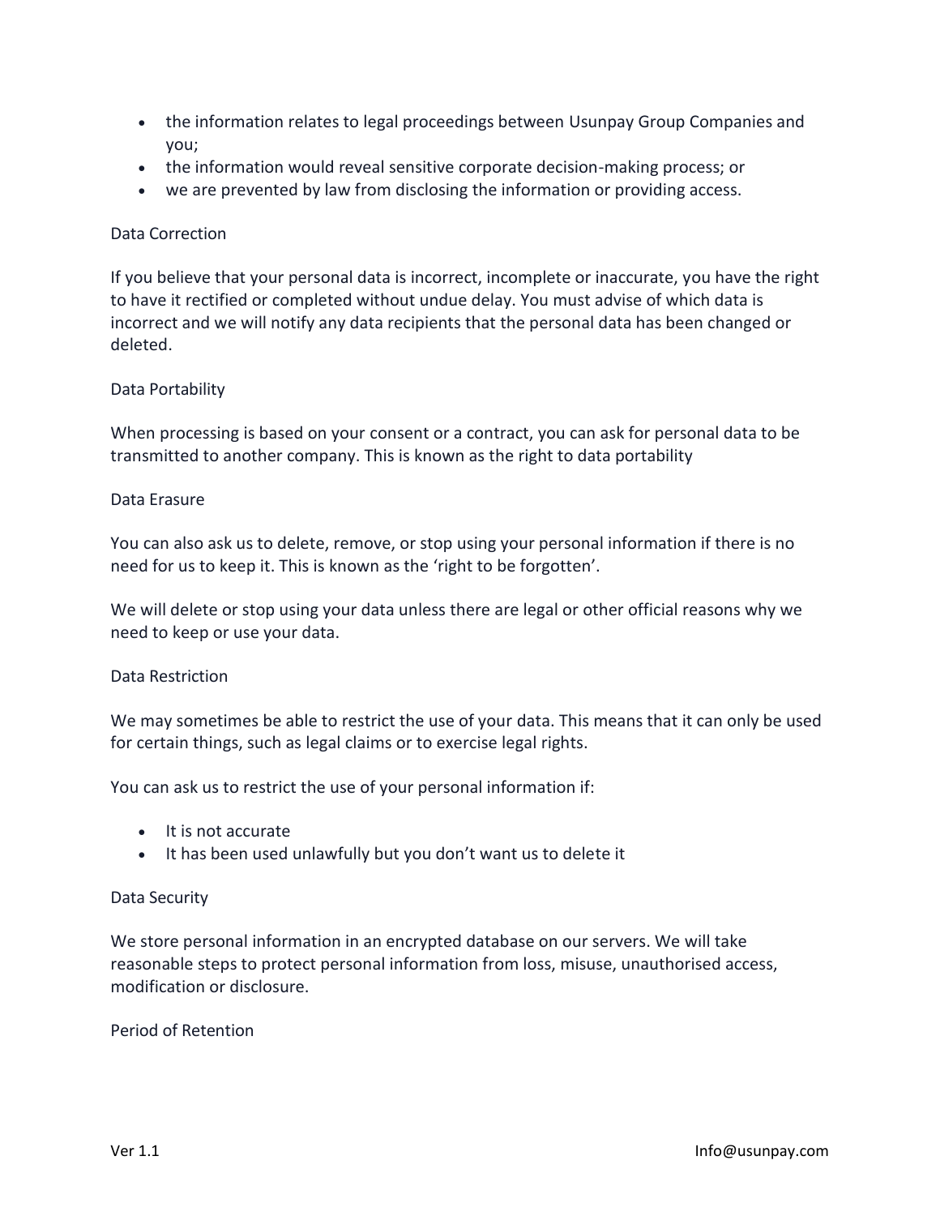- the information relates to legal proceedings between Usunpay Group Companies and you;
- the information would reveal sensitive corporate decision-making process; or
- we are prevented by law from disclosing the information or providing access.

### Data Correction

If you believe that your personal data is incorrect, incomplete or inaccurate, you have the right to have it rectified or completed without undue delay. You must advise of which data is incorrect and we will notify any data recipients that the personal data has been changed or deleted.

### Data Portability

When processing is based on your consent or a contract, you can ask for personal data to be transmitted to another company. This is known as the right to data portability

### Data Erasure

You can also ask us to delete, remove, or stop using your personal information if there is no need for us to keep it. This is known as the 'right to be forgotten'.

We will delete or stop using your data unless there are legal or other official reasons why we need to keep or use your data.

### Data Restriction

We may sometimes be able to restrict the use of your data. This means that it can only be used for certain things, such as legal claims or to exercise legal rights.

You can ask us to restrict the use of your personal information if:

- It is not accurate
- It has been used unlawfully but you don't want us to delete it

### Data Security

We store personal information in an encrypted database on our servers. We will take reasonable steps to protect personal information from loss, misuse, unauthorised access, modification or disclosure.

### Period of Retention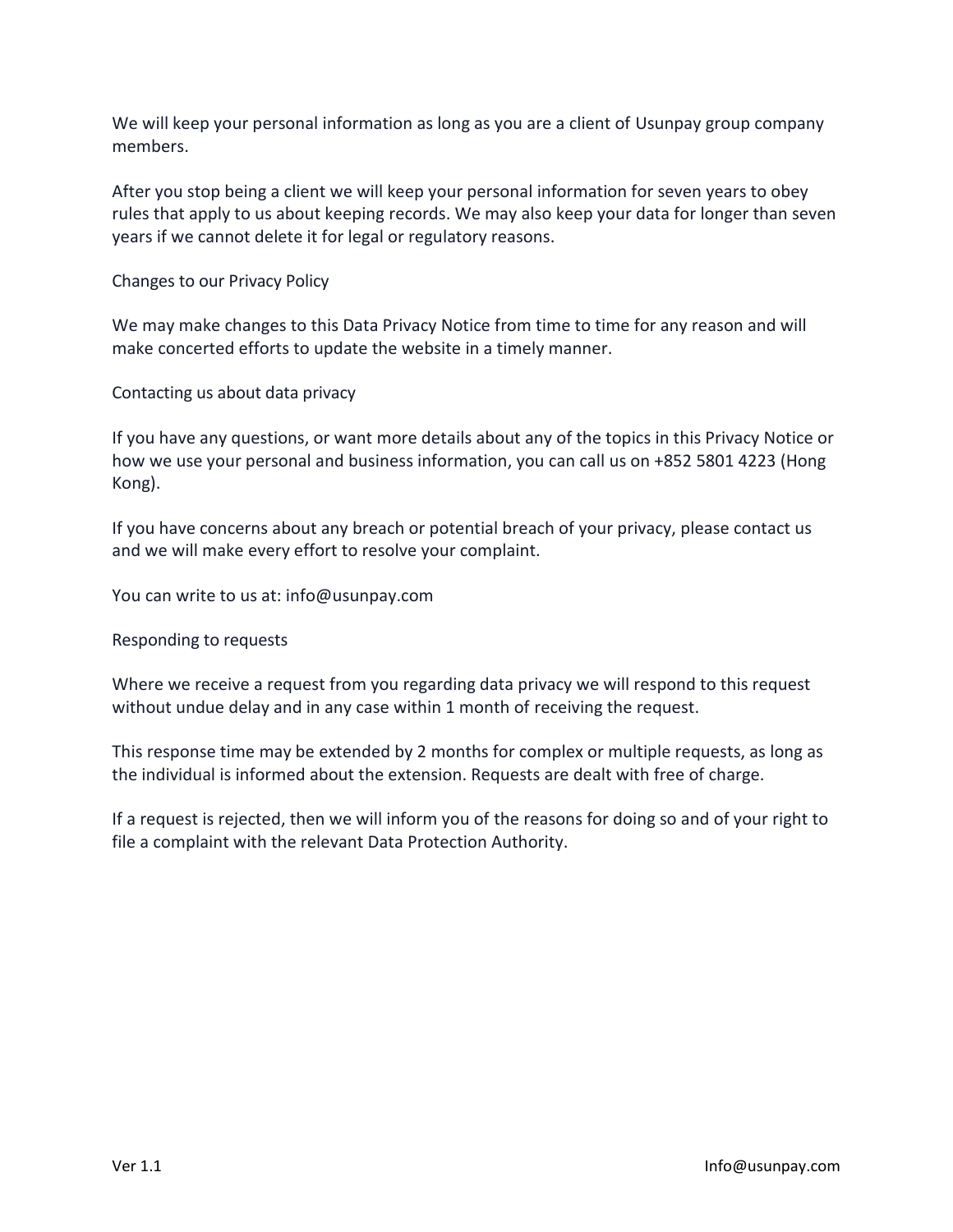We will keep your personal information as long as you are a client of Usunpay group company members.

After you stop being a client we will keep your personal information for seven years to obey rules that apply to us about keeping records. We may also keep your data for longer than seven years if we cannot delete it for legal or regulatory reasons.

## Changes to our Privacy Policy

We may make changes to this Data Privacy Notice from time to time for any reason and will make concerted efforts to update the website in a timely manner.

## Contacting us about data privacy

If you have any questions, or want more details about any of the topics in this Privacy Notice or how we use your personal and business information, you can call us on +852 5801 4223 (Hong Kong).

If you have concerns about any breach or potential breach of your privacy, please contact us and we will make every effort to resolve your complaint.

You can write to us at: info@usunpay.com

## Responding to requests

Where we receive a request from you regarding data privacy we will respond to this request without undue delay and in any case within 1 month of receiving the request.

This response time may be extended by 2 months for complex or multiple requests, as long as the individual is informed about the extension. Requests are dealt with free of charge.

If a request is rejected, then we will inform you of the reasons for doing so and of your right to file a complaint with the relevant Data Protection Authority.